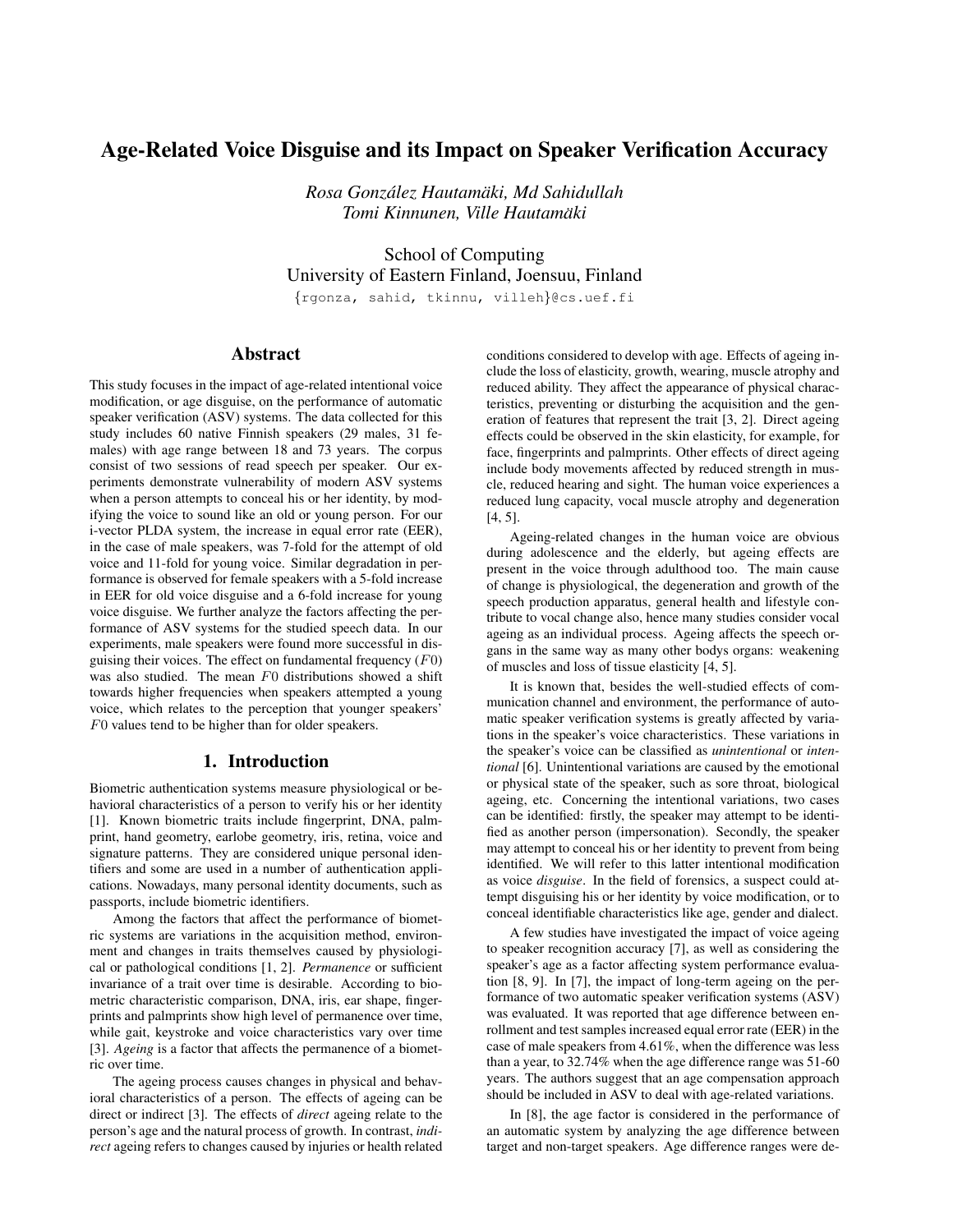# Age-Related Voice Disguise and its Impact on Speaker Verification Accuracy

*Rosa González Hautamäki, Md Sahidullah*
*Tomi Kinnunen, Ville Hautamäki*

School of Computing
University of Eastern Finland, Joensuu, Finland
{rgonza, sahid, tkinnu, villeh}@cs.uef.fi

## Abstract

This study focuses in the impact of age-related intentional voice modification, or age disguise, on the performance of automatic speaker verification (ASV) systems. The data collected for this study includes 60 native Finnish speakers (29 males, 31 females) with age range between 18 and 73 years. The corpus consist of two sessions of read speech per speaker. Our experiments demonstrate vulnerability of modern ASV systems when a person attempts to conceal his or her identity, by modifying the voice to sound like an old or young person. For our i-vector PLDA system, the increase in equal error rate (EER), in the case of male speakers, was 7-fold for the attempt of old voice and 11-fold for young voice. Similar degradation in performance is observed for female speakers with a 5-fold increase in EER for old voice disguise and a 6-fold increase for young voice disguise. We further analyze the factors affecting the performance of ASV systems for the studied speech data. In our experiments, male speakers were found more successful in disguising their voices. The effect on fundamental frequency ($F0$) was also studied. The mean $F0$ distributions showed a shift towards higher frequencies when speakers attempted a young voice, which relates to the perception that younger speakers' $F0$ values tend to be higher than for older speakers.

## 1. Introduction

Biometric authentication systems measure physiological or behavioral characteristics of a person to verify his or her identity [1]. Known biometric traits include fingerprint, DNA, palmprint, hand geometry, earlobe geometry, iris, retina, voice and signature patterns. They are considered unique personal identifiers and some are used in a number of authentication applications. Nowadays, many personal identity documents, such as passports, include biometric identifiers.

Among the factors that affect the performance of biometric systems are variations in the acquisition method, environment and changes in traits themselves caused by physiological or pathological conditions [1, 2]. *Permanence* or sufficient invariance of a trait over time is desirable. According to biometric characteristic comparison, DNA, iris, ear shape, fingerprints and palmprints show high level of permanence over time, while gait, keystroke and voice characteristics vary over time [3]. *Ageing* is a factor that affects the permanence of a biometric over time.

The ageing process causes changes in physical and behavioral characteristics of a person. The effects of ageing can be direct or indirect [3]. The effects of *direct* ageing relate to the person's age and the natural process of growth. In contrast, *indirect* ageing refers to changes caused by injuries or health related conditions considered to develop with age. Effects of ageing include the loss of elasticity, growth, wearing, muscle atrophy and reduced ability. They affect the appearance of physical characteristics, preventing or disturbing the acquisition and the generation of features that represent the trait [3, 2]. Direct ageing effects could be observed in the skin elasticity, for example, for face, fingerprints and palmprints. Other effects of direct ageing include body movements affected by reduced strength in muscle, reduced hearing and sight. The human voice experiences a reduced lung capacity, vocal muscle atrophy and degeneration [4, 5].

Ageing-related changes in the human voice are obvious during adolescence and the elderly, but ageing effects are present in the voice through adulthood too. The main cause of change is physiological, the degeneration and growth of the speech production apparatus, general health and lifestyle contribute to vocal change also, hence many studies consider vocal ageing as an individual process. Ageing affects the speech organs in the same way as many other bodys organs: weakening of muscles and loss of tissue elasticity [4, 5].

It is known that, besides the well-studied effects of communication channel and environment, the performance of automatic speaker verification systems is greatly affected by variations in the speaker's voice characteristics. These variations in the speaker's voice can be classified as *unintentional* or *intentional* [6]. Unintentional variations are caused by the emotional or physical state of the speaker, such as sore throat, biological ageing, etc. Concerning the intentional variations, two cases can be identified: firstly, the speaker may attempt to be identified as another person (impersonation). Secondly, the speaker may attempt to conceal his or her identity to prevent from being identified. We will refer to this latter intentional modification as voice *disguise*. In the field of forensics, a suspect could attempt disguising his or her identity by voice modification, or to conceal identifiable characteristics like age, gender and dialect.

A few studies have investigated the impact of voice ageing to speaker recognition accuracy [7], as well as considering the speaker's age as a factor affecting system performance evaluation [8, 9]. In [7], the impact of long-term ageing on the performance of two automatic speaker verification systems (ASV) was evaluated. It was reported that age difference between enrollment and test samples increased equal error rate (EER) in the case of male speakers from 4.61%, when the difference was less than a year, to 32.74% when the age difference range was 51-60 years. The authors suggest that an age compensation approach should be included in ASV to deal with age-related variations.

In [8], the age factor is considered in the performance of an automatic system by analyzing the age difference between target and non-target speakers. Age difference ranges were de-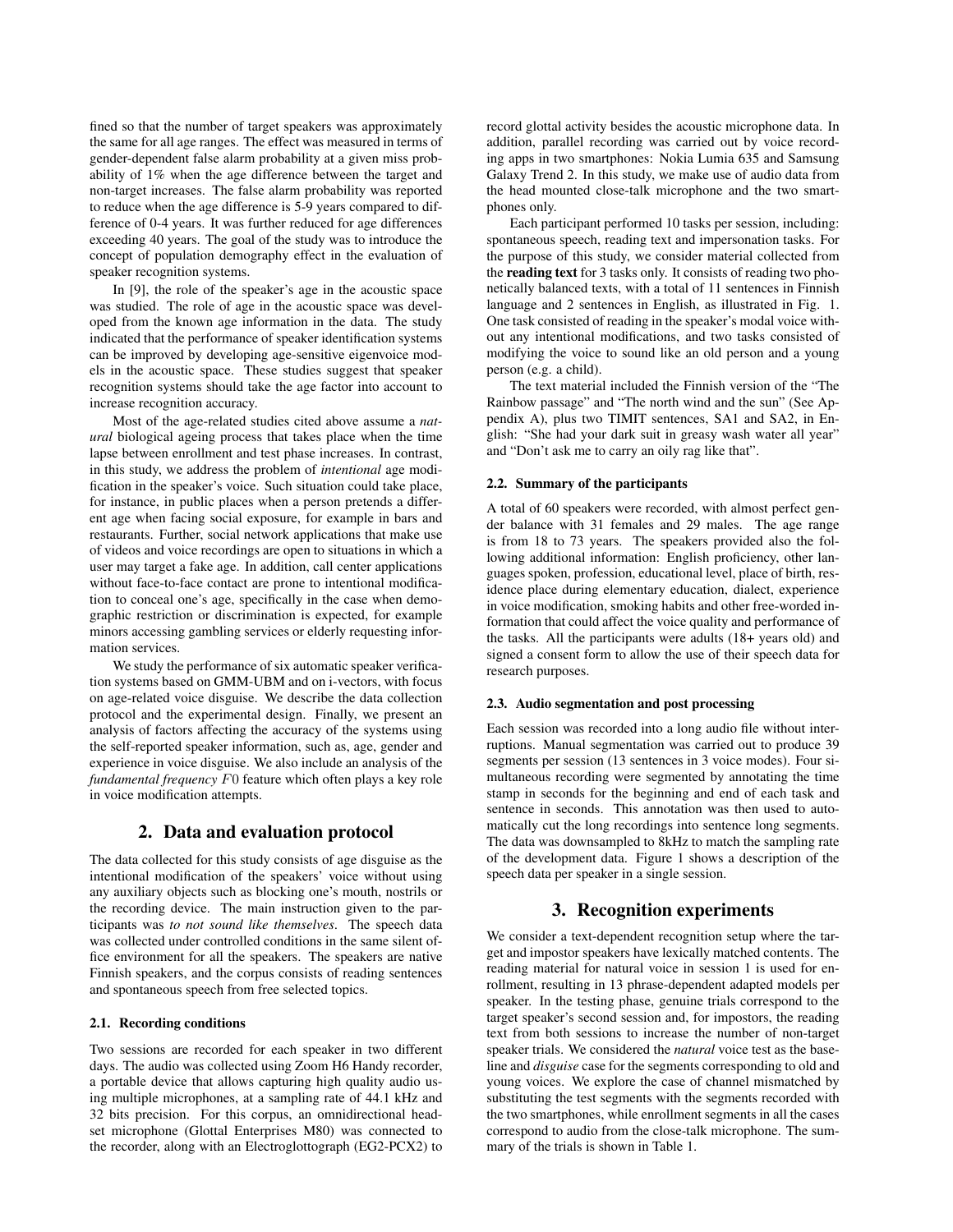fined so that the number of target speakers was approximately the same for all age ranges. The effect was measured in terms of gender-dependent false alarm probability at a given miss probability of 1% when the age difference between the target and non-target increases. The false alarm probability was reported to reduce when the age difference is 5-9 years compared to difference of 0-4 years. It was further reduced for age differences exceeding 40 years. The goal of the study was to introduce the concept of population demography effect in the evaluation of speaker recognition systems.

In [9], the role of the speaker's age in the acoustic space was studied. The role of age in the acoustic space was developed from the known age information in the data. The study indicated that the performance of speaker identification systems can be improved by developing age-sensitive eigenvoice models in the acoustic space. These studies suggest that speaker recognition systems should take the age factor into account to increase recognition accuracy.

Most of the age-related studies cited above assume a *natural* biological ageing process that takes place when the time lapse between enrollment and test phase increases. In contrast, in this study, we address the problem of *intentional* age modification in the speaker's voice. Such situation could take place, for instance, in public places when a person pretends a different age when facing social exposure, for example in bars and restaurants. Further, social network applications that make use of videos and voice recordings are open to situations in which a user may target a fake age. In addition, call center applications without face-to-face contact are prone to intentional modification to conceal one's age, specifically in the case when demographic restriction or discrimination is expected, for example minors accessing gambling services or elderly requesting information services.

We study the performance of six automatic speaker verification systems based on GMM-UBM and on i-vectors, with focus on age-related voice disguise. We describe the data collection protocol and the experimental design. Finally, we present an analysis of factors affecting the accuracy of the systems using the self-reported speaker information, such as, age, gender and experience in voice disguise. We also include an analysis of the *fundamental frequency* $F0$ feature which often plays a key role in voice modification attempts.

## 2. Data and evaluation protocol

The data collected for this study consists of age disguise as the intentional modification of the speakers' voice without using any auxiliary objects such as blocking one's mouth, nostrils or the recording device. The main instruction given to the participants was *to not sound like themselves*. The speech data was collected under controlled conditions in the same silent office environment for all the speakers. The speakers are native Finnish speakers, and the corpus consists of reading sentences and spontaneous speech from free selected topics.

### 2.1. Recording conditions

Two sessions are recorded for each speaker in two different days. The audio was collected using Zoom H6 Handy recorder, a portable device that allows capturing high quality audio using multiple microphones, at a sampling rate of 44.1 kHz and 32 bits precision. For this corpus, an omnidirectional headset microphone (Glottal Enterprises M80) was connected to the recorder, along with an Electroglottograph (EG2-PCX2) to record glottal activity besides the acoustic microphone data. In addition, parallel recording was carried out by voice recording apps in two smartphones: Nokia Lumia 635 and Samsung Galaxy Trend 2. In this study, we make use of audio data from the head mounted close-talk microphone and the two smartphones only.

Each participant performed 10 tasks per session, including: spontaneous speech, reading text and impersonation tasks. For the purpose of this study, we consider material collected from the **reading text** for 3 tasks only. It consists of reading two phonetically balanced texts, with a total of 11 sentences in Finnish language and 2 sentences in English, as illustrated in Fig. 1. One task consisted of reading in the speaker's modal voice without any intentional modifications, and two tasks consisted of modifying the voice to sound like an old person and a young person (e.g. a child).

The text material included the Finnish version of the "The Rainbow passage" and "The north wind and the sun" (See Appendix A), plus two TIMIT sentences, SA1 and SA2, in English: "She had your dark suit in greasy wash water all year" and "Don't ask me to carry an oily rag like that".

### 2.2. Summary of the participants

A total of 60 speakers were recorded, with almost perfect gender balance with 31 females and 29 males. The age range is from 18 to 73 years. The speakers provided also the following additional information: English proficiency, other languages spoken, profession, educational level, place of birth, residence place during elementary education, dialect, experience in voice modification, smoking habits and other free-worded information that could affect the voice quality and performance of the tasks. All the participants were adults (18+ years old) and signed a consent form to allow the use of their speech data for research purposes.

### 2.3. Audio segmentation and post processing

Each session was recorded into a long audio file without interruptions. Manual segmentation was carried out to produce 39 segments per session (13 sentences in 3 voice modes). Four simultaneous recording were segmented by annotating the time stamp in seconds for the beginning and end of each task and sentence in seconds. This annotation was then used to automatically cut the long recordings into sentence long segments. The data was downsampled to 8kHz to match the sampling rate of the development data. Figure 1 shows a description of the speech data per speaker in a single session.

## 3. Recognition experiments

We consider a text-dependent recognition setup where the target and impostor speakers have lexically matched contents. The reading material for natural voice in session 1 is used for enrollment, resulting in 13 phrase-dependent adapted models per speaker. In the testing phase, genuine trials correspond to the target speaker's second session and, for impostors, the reading text from both sessions to increase the number of non-target speaker trials. We considered the *natural* voice test as the baseline and *disguise* case for the segments corresponding to old and young voices. We explore the case of channel mismatched by substituting the test segments with the segments recorded with the two smartphones, while enrollment segments in all the cases correspond to audio from the close-talk microphone. The summary of the trials is shown in Table 1.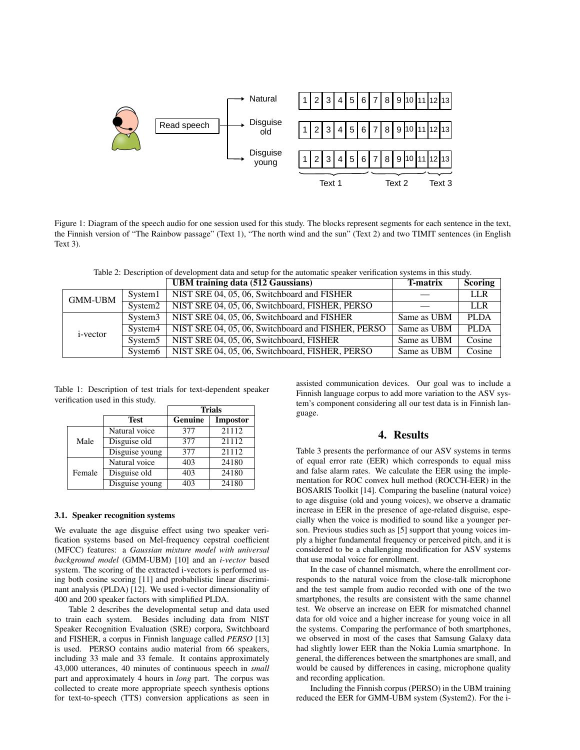Figure 1: Diagram of the speech audio for one session used for this study. The blocks represent segments for each sentence in the text, the Finnish version of "The Rainbow passage" (Text 1), "The north wind and the sun" (Text 2) and two TIMIT sentences (in English Text 3).

Table 2: Description of development data and setup for the automatic speaker verification systems in this study.

| | | UBM training data (512 Gaussians) | T-matrix | Scoring |
|---|---|---|---|---|
| GMM-UBM | System1 | NIST SRE 04, 05, 06, Switchboard and FISHER | — | LLR |
| | System2 | NIST SRE 04, 05, 06, Switchboard, FISHER, PERSO | — | LLR |
| i-vector | System3 | NIST SRE 04, 05, 06, Switchboard and FISHER | Same as UBM | PLDA |
| | System4 | NIST SRE 04, 05, 06, Switchboard and FISHER, PERSO | Same as UBM | PLDA |
| | System5 | NIST SRE 04, 05, 06, Switchboard, FISHER | Same as UBM | Cosine |
| | System6 | NIST SRE 04, 05, 06, Switchboard, FISHER, PERSO | Same as UBM | Cosine |

Table 1: Description of test trials for text-dependent speaker verification used in this study.

| | | Trials | |
|---|---|---|---|
| | Test | Genuine | Impostor |
| Male | Natural voice | 377 | 21112 |
| | Disguise old | 377 | 21112 |
| | Disguise young | 377 | 21112 |
| Female | Natural voice | 403 | 24180 |
| | Disguise old | 403 | 24180 |
| | Disguise young | 403 | 24180 |

### 3.1. Speaker recognition systems

We evaluate the age disguise effect using two speaker verification systems based on Mel-frequency cepstral coefficient (MFCC) features: a *Gaussian mixture model with universal background model* (GMM-UBM) [10] and an *i-vector* based system. The scoring of the extracted i-vectors is performed using both cosine scoring [11] and probabilistic linear discriminant analysis (PLDA) [12]. We used i-vector dimensionality of 400 and 200 speaker factors with simplified PLDA.

Table 2 describes the developmental setup and data used to train each system. Besides including data from NIST Speaker Recognition Evaluation (SRE) corpora, Switchboard and FISHER, a corpus in Finnish language called *PERSO* [13] is used. PERSO contains audio material from 66 speakers, including 33 male and 33 female. It contains approximately 43,000 utterances, 40 minutes of continuous speech in *small* part and approximately 4 hours in *long* part. The corpus was collected to create more appropriate speech synthesis options for text-to-speech (TTS) conversion applications as seen in assisted communication devices. Our goal was to include a Finnish language corpus to add more variation to the ASV system's component considering all our test data is in Finnish language.

## 4. Results

Table 3 presents the performance of our ASV systems in terms of equal error rate (EER) which corresponds to equal miss and false alarm rates. We calculate the EER using the implementation for ROC convex hull method (ROCCH-EER) in the BOSARIS Toolkit [14]. Comparing the baseline (natural voice) to age disguise (old and young voices), we observe a dramatic increase in EER in the presence of age-related disguise, especially when the voice is modified to sound like a younger person. Previous studies such as [5] support that young voices imply a higher fundamental frequency or perceived pitch, and it is considered to be a challenging modification for ASV systems that use modal voice for enrollment.

In the case of channel mismatch, where the enrollment corresponds to the natural voice from the close-talk microphone and the test sample from audio recorded with one of the two smartphones, the results are consistent with the same channel test. We observe an increase on EER for mismatched channel data for old voice and a higher increase for young voice in all the systems. Comparing the performance of both smartphones, we observed in most of the cases that Samsung Galaxy data had slightly lower EER than the Nokia Lumia smartphone. In general, the differences between the smartphones are small, and would be caused by differences in casing, microphone quality and recording application.

Including the Finnish corpus (PERSO) in the UBM training reduced the EER for GMM-UBM system (System2). For the i-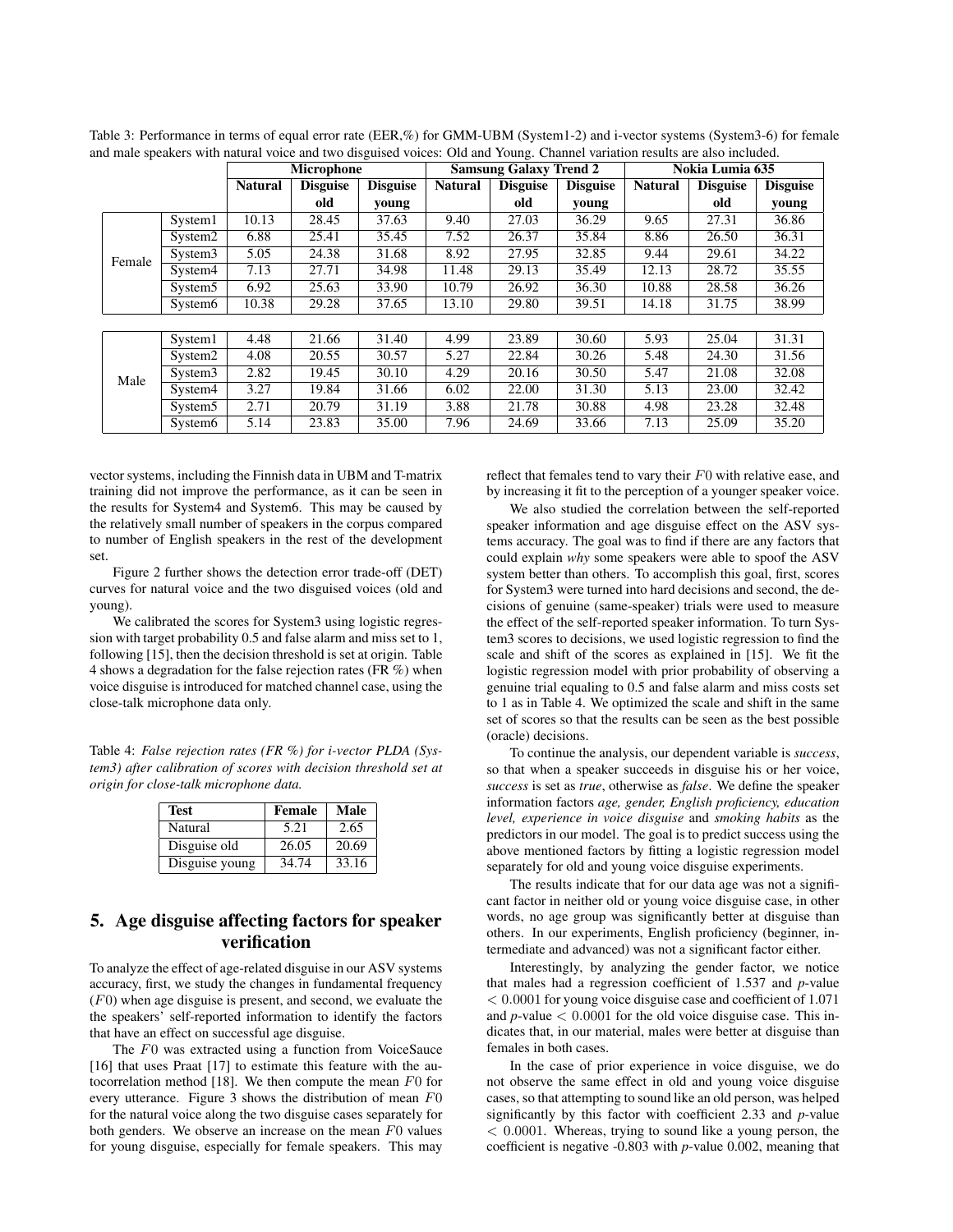Table 3: Performance in terms of equal error rate (EER,%) for GMM-UBM (System1-2) and i-vector systems (System3-6) for female and male speakers with natural voice and two disguised voices: Old and Young. Channel variation results are also included.

| | | Microphone | | | Samsung Galaxy Trend 2 | | | Nokia Lumia 635 | | |
|---|---|---|---|---|---|---|---|---|---|---|
| | | **Natural** | **Disguise old** | **Disguise young** | **Natural** | **Disguise old** | **Disguise young** | **Natural** | **Disguise old** | **Disguise young** |
| Female | System1 | 10.13 | 28.45 | 37.63 | 9.40 | 27.03 | 36.29 | 9.65 | 27.31 | 36.86 |
| | System2 | 6.88 | 25.41 | 35.45 | 7.52 | 26.37 | 35.84 | 8.86 | 26.50 | 36.31 |
| | System3 | 5.05 | 24.38 | 31.68 | 8.92 | 27.95 | 32.85 | 9.44 | 29.61 | 34.22 |
| | System4 | 7.13 | 27.71 | 34.98 | 11.48 | 29.13 | 35.49 | 12.13 | 28.72 | 35.55 |
| | System5 | 6.92 | 25.63 | 33.90 | 10.79 | 26.92 | 36.30 | 10.88 | 28.58 | 36.26 |
| | System6 | 10.38 | 29.28 | 37.65 | 13.10 | 29.80 | 39.51 | 14.18 | 31.75 | 38.99 |
| Male | System1 | 4.48 | 21.66 | 31.40 | 4.99 | 23.89 | 30.60 | 5.93 | 25.04 | 31.31 |
| | System2 | 4.08 | 20.55 | 30.57 | 5.27 | 22.84 | 30.26 | 5.48 | 24.30 | 31.56 |
| | System3 | 2.82 | 19.45 | 30.10 | 4.29 | 20.16 | 30.50 | 5.47 | 21.08 | 32.08 |
| | System4 | 3.27 | 19.84 | 31.66 | 6.02 | 22.00 | 31.30 | 5.13 | 23.00 | 32.42 |
| | System5 | 2.71 | 20.79 | 31.19 | 3.88 | 21.78 | 30.88 | 4.98 | 23.28 | 32.48 |
| | System6 | 5.14 | 23.83 | 35.00 | 7.96 | 24.69 | 33.66 | 7.13 | 25.09 | 35.20 |

vector systems, including the Finnish data in UBM and T-matrix training did not improve the performance, as it can be seen in the results for System4 and System6. This may be caused by the relatively small number of speakers in the corpus compared to number of English speakers in the rest of the development set.

Figure 2 further shows the detection error trade-off (DET) curves for natural voice and the two disguised voices (old and young).

We calibrated the scores for System3 using logistic regression with target probability 0.5 and false alarm and miss set to 1, following [15], then the decision threshold is set at origin. Table 4 shows a degradation for the false rejection rates (FR %) when voice disguise is introduced for matched channel case, using the close-talk microphone data only.

*Table 4: False rejection rates (FR %) for i-vector PLDA (System3) after calibration of scores with decision threshold set at origin for close-talk microphone data.*

| Test | Female | Male |
|---|---|---|
| Natural | 5.21 | 2.65 |
| Disguise old | 26.05 | 20.69 |
| Disguise young | 34.74 | 33.16 |

## 5. Age disguise affecting factors for speaker verification

To analyze the effect of age-related disguise in our ASV systems accuracy, first, we study the changes in fundamental frequency ($F0$) when age disguise is present, and second, we evaluate the the speakers' self-reported information to identify the factors that have an effect on successful age disguise.

The $F0$ was extracted using a function from VoiceSauce [16] that uses Praat [17] to estimate this feature with the autocorrelation method [18]. We then compute the mean $F0$ for every utterance. Figure 3 shows the distribution of mean $F0$ for the natural voice along the two disguise cases separately for both genders. We observe an increase on the mean $F0$ values for young disguise, especially for female speakers. This may reflect that females tend to vary their $F0$ with relative ease, and by increasing it fit to the perception of a younger speaker voice.

We also studied the correlation between the self-reported speaker information and age disguise effect on the ASV systems accuracy. The goal was to find if there are any factors that could explain *why* some speakers were able to spoof the ASV system better than others. To accomplish this goal, first, scores for System3 were turned into hard decisions and second, the decisions of genuine (same-speaker) trials were used to measure the effect of the self-reported speaker information. To turn System3 scores to decisions, we used logistic regression to find the scale and shift of the scores as explained in [15]. We fit the logistic regression model with prior probability of observing a genuine trial equaling to 0.5 and false alarm and miss costs set to 1 as in Table 4. We optimized the scale and shift in the same set of scores so that the results can be seen as the best possible (oracle) decisions.

To continue the analysis, our dependent variable is *success*, so that when a speaker succeeds in disguise his or her voice, *success* is set as *true*, otherwise as *false*. We define the speaker information factors *age, gender, English proficiency, education level, experience in voice disguise* and *smoking habits* as the predictors in our model. The goal is to predict success using the above mentioned factors by fitting a logistic regression model separately for old and young voice disguise experiments.

The results indicate that for our data age was not a significant factor in neither old or young voice disguise case, in other words, no age group was significantly better at disguise than others. In our experiments, English proficiency (beginner, intermediate and advanced) was not a significant factor either.

Interestingly, by analyzing the gender factor, we notice that males had a regression coefficient of 1.537 and *p*-value $< 0.0001$ for young voice disguise case and coefficient of 1.071 and *p*-value $< 0.0001$ for the old voice disguise case. This indicates that, in our material, males were better at disguise than females in both cases.

In the case of prior experience in voice disguise, we do not observe the same effect in old and young voice disguise cases, so that attempting to sound like an old person, was helped significantly by this factor with coefficient 2.33 and *p*-value $< 0.0001$. Whereas, trying to sound like a young person, the coefficient is negative -0.803 with *p*-value 0.002, meaning that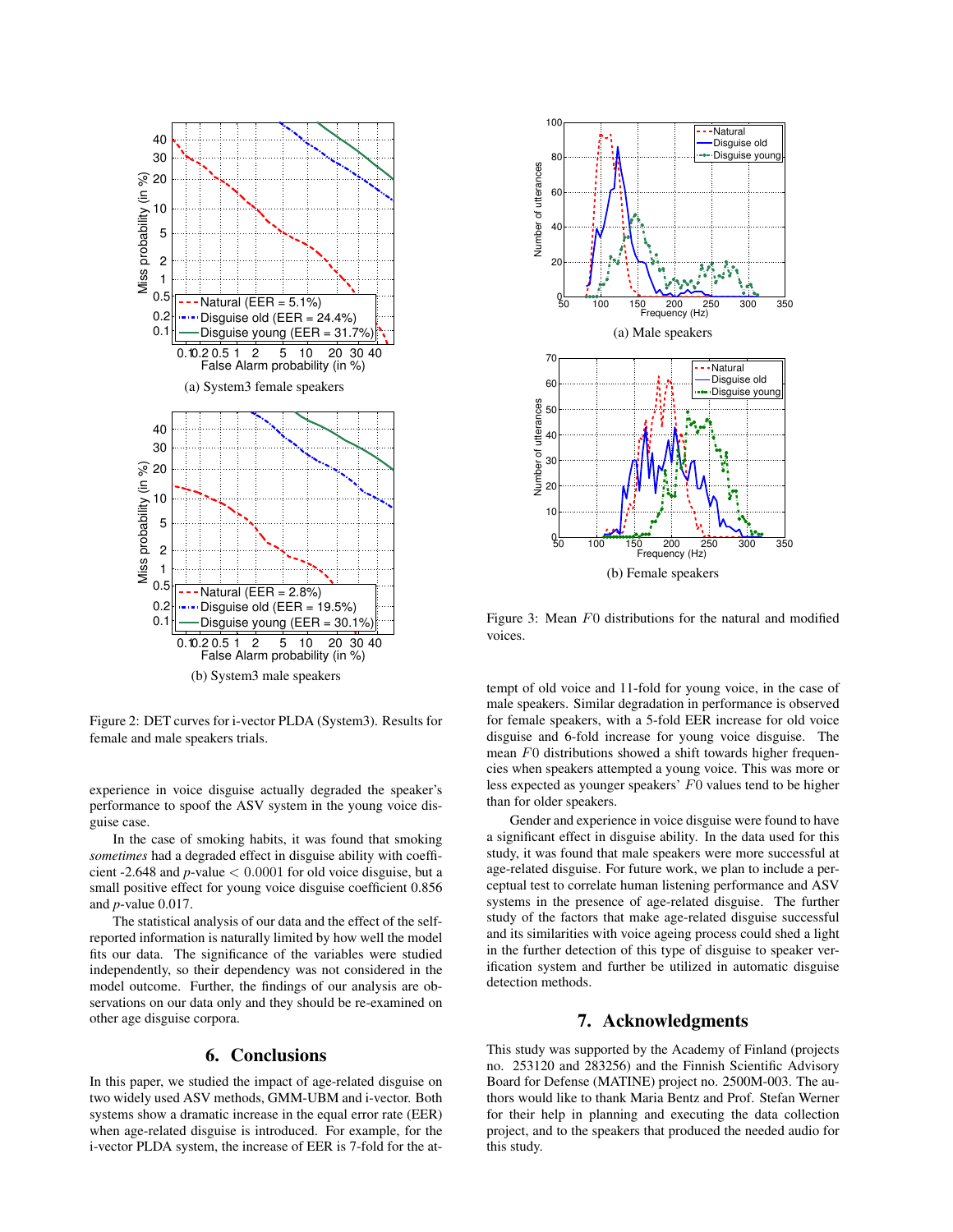(a) System3 female speakers

(b) System3 male speakers

Figure 2: DET curves for i-vector PLDA (System3). Results for female and male speakers trials.

experience in voice disguise actually degraded the speaker's performance to spoof the ASV system in the young voice disguise case.

In the case of smoking habits, it was found that smoking *sometimes* had a degraded effect in disguise ability with coefficient -2.648 and $p$-value $< 0.0001$ for old voice disguise, but a small positive effect for young voice disguise coefficient 0.856 and $p$-value 0.017.

The statistical analysis of our data and the effect of the self-reported information is naturally limited by how well the model fits our data. The significance of the variables were studied independently, so their dependency was not considered in the model outcome. Further, the findings of our analysis are observations on our data only and they should be re-examined on other age disguise corpora.

## 6. Conclusions

In this paper, we studied the impact of age-related disguise on two widely used ASV methods, GMM-UBM and i-vector. Both systems show a dramatic increase in the equal error rate (EER) when age-related disguise is introduced. For example, for the i-vector PLDA system, the increase of EER is 7-fold for the attempt of old voice and 11-fold for young voice, in the case of male speakers. Similar degradation in performance is observed for female speakers, with a 5-fold EER increase for old voice disguise and 6-fold increase for young voice disguise. The mean $F0$ distributions showed a shift towards higher frequencies when speakers attempted a young voice. This was more or less expected as younger speakers' $F0$ values tend to be higher than for older speakers.

Gender and experience in voice disguise were found to have a significant effect in disguise ability. In the data used for this study, it was found that male speakers were more successful at age-related disguise. For future work, we plan to include a perceptual test to correlate human listening performance and ASV systems in the presence of age-related disguise. The further study of the factors that make age-related disguise successful and its similarities with voice ageing process could shed a light in the further detection of this type of disguise to speaker verification system and further be utilized in automatic disguise detection methods.

(a) Male speakers

(b) Female speakers

Figure 3: Mean $F0$ distributions for the natural and modified voices.

## 7. Acknowledgments

This study was supported by the Academy of Finland (projects no. 253120 and 283256) and the Finnish Scientific Advisory Board for Defense (MATINE) project no. 2500M-003. The authors would like to thank Maria Bentz and Prof. Stefan Werner for their help in planning and executing the data collection project, and to the speakers that produced the needed audio for this study.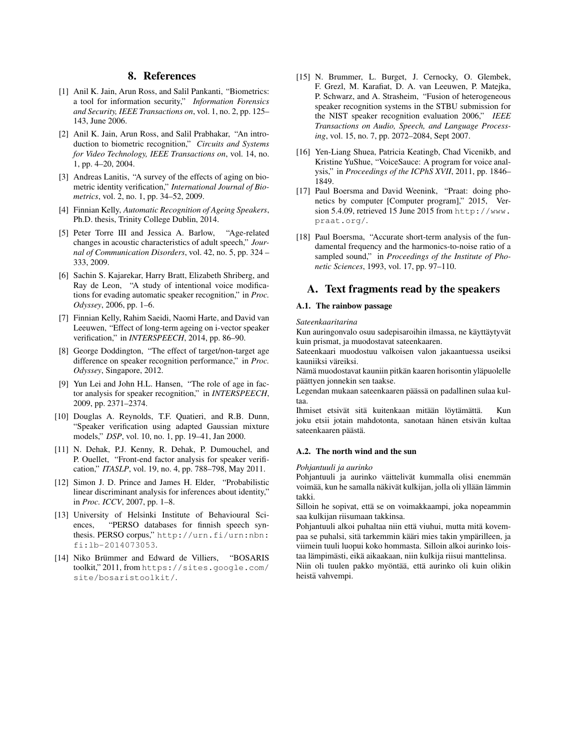## 8. References

[1] Anil K. Jain, Arun Ross, and Salil Pankanti, "Biometrics: a tool for information security," *Information Forensics and Security, IEEE Transactions on*, vol. 1, no. 2, pp. 125–143, June 2006.

[2] Anil K. Jain, Arun Ross, and Salil Prabhakar, "An introduction to biometric recognition," *Circuits and Systems for Video Technology, IEEE Transactions on*, vol. 14, no. 1, pp. 4–20, 2004.

[3] Andreas Lanitis, "A survey of the effects of aging on biometric identity verification," *International Journal of Biometrics*, vol. 2, no. 1, pp. 34–52, 2009.

[4] Finnian Kelly, *Automatic Recognition of Ageing Speakers*, Ph.D. thesis, Trinity College Dublin, 2014.

[5] Peter Torre III and Jessica A. Barlow, "Age-related changes in acoustic characteristics of adult speech," *Journal of Communication Disorders*, vol. 42, no. 5, pp. 324 – 333, 2009.

[6] Sachin S. Kajarekar, Harry Bratt, Elizabeth Shriberg, and Ray de Leon, "A study of intentional voice modifications for evading automatic speaker recognition," in *Proc. Odyssey*, 2006, pp. 1–6.

[7] Finnian Kelly, Rahim Saeidi, Naomi Harte, and David van Leeuwen, "Effect of long-term ageing on i-vector speaker verification," in *INTERSPEECH*, 2014, pp. 86–90.

[8] George Doddington, "The effect of target/non-target age difference on speaker recognition performance," in *Proc. Odyssey*, Singapore, 2012.

[9] Yun Lei and John H.L. Hansen, "The role of age in factor analysis for speaker recognition," in *INTERSPEECH*, 2009, pp. 2371–2374.

[10] Douglas A. Reynolds, T.F. Quatieri, and R.B. Dunn, "Speaker verification using adapted Gaussian mixture models," *DSP*, vol. 10, no. 1, pp. 19–41, Jan 2000.

[11] N. Dehak, P.J. Kenny, R. Dehak, P. Dumouchel, and P. Ouellet, "Front-end factor analysis for speaker verification," *ITASLP*, vol. 19, no. 4, pp. 788–798, May 2011.

[12] Simon J. D. Prince and James H. Elder, "Probabilistic linear discriminant analysis for inferences about identity," in *Proc. ICCV*, 2007, pp. 1–8.

[13] University of Helsinki Institute of Behavioural Sciences, "PERSO databases for finnish speech synthesis. PERSO corpus," http://urn.fi/urn:nbn:fi:lb-2014073053.

[14] Niko Brümmer and Edward de Villiers, "BOSARIS toolkit," 2011, from https://sites.google.com/site/bosaristoolkit/.

[15] N. Brummer, L. Burget, J. Cernocky, O. Glembek, F. Grezl, M. Karafiat, D. A. van Leeuwen, P. Matejka, P. Schwarz, and A. Strasheim, "Fusion of heterogeneous speaker recognition systems in the STBU submission for the NIST speaker recognition evaluation 2006," *IEEE Transactions on Audio, Speech, and Language Processing*, vol. 15, no. 7, pp. 2072–2084, Sept 2007.

[16] Yen-Liang Shuea, Patricia Keatingb, Chad Vicenikb, and Kristine YuShue, "VoiceSauce: A program for voice analysis," in *Proceedings of the ICPhS XVII*, 2011, pp. 1846–1849.

[17] Paul Boersma and David Weenink, "Praat: doing phonetics by computer [Computer program]," 2015, Version 5.4.09, retrieved 15 June 2015 from http://www.praat.org/.

[18] Paul Boersma, "Accurate short-term analysis of the fundamental frequency and the harmonics-to-noise ratio of a sampled sound," in *Proceedings of the Institute of Phonetic Sciences*, 1993, vol. 17, pp. 97–110.

## A. Text fragments read by the speakers

### A.1. The rainbow passage

*Sateenkaaritarina*

Kun auringonvalo osuu sadepisaroihin ilmassa, ne käyttäytyvät kuin prismat, ja muodostavat sateenkaaren.

Sateenkaari muodostuu valkoisen valon jakaantuessa useiksi kauniiksi väreiksi.

Nämä muodostavat kauniin pitkän kaaren horisontin yläpuolelle päättyen jonnekin sen taakse.

Legendan mukaan sateenkaaren päässä on padallinen sulaa kultaa.

Ihmiset etsivät sitä kuitenkaan mitään löytämättä. Kun joku etsii jotain mahdotonta, sanotaan hänen etsivän kultaa sateenkaaren päästä.

### A.2. The north wind and the sun

*Pohjantuuli ja aurinko*

Pohjantuuli ja aurinko väittelivät kummalla olisi enemmän voimaa, kun he samalla näkivät kulkijan, jolla oli yllään lämmin takki.

Silloin he sopivat, että se on voimakkaampi, joka nopeammin saa kulkijan riisumaan takkinsa.

Pohjantuuli alkoi puhaltaa niin että viuhui, mutta mitä kovempaa se puhalsi, sitä tarkemmin kääri mies takin ympärilleen, ja viimein tuuli luopui koko hommasta. Silloin alkoi aurinko loistaa lämpimästi, eikä aikaakaan, niin kulkija riisui manttelinsa.

Niin oli tuulen pakko myöntää, että aurinko oli kuin olikin heistä vahvempi.